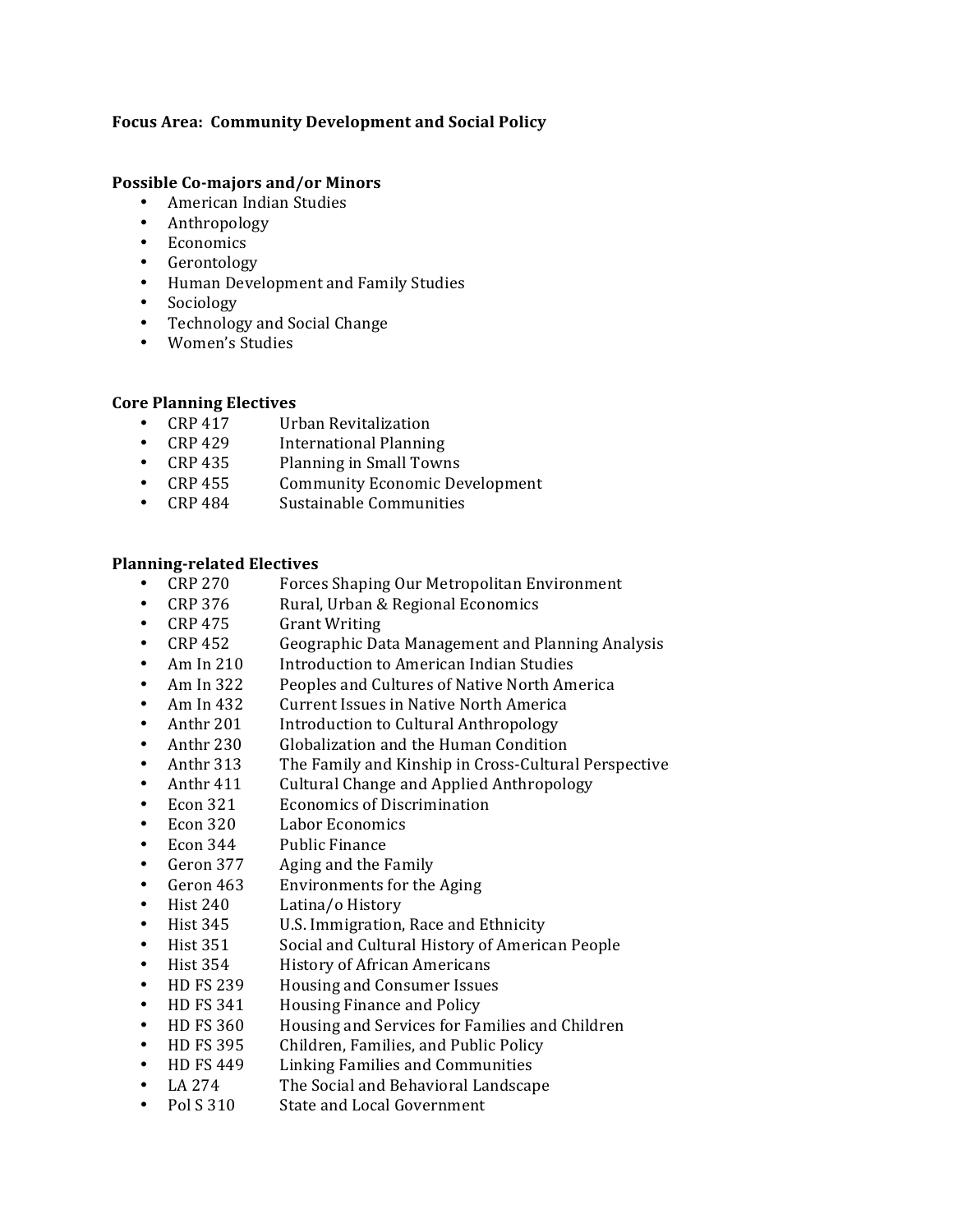**Focus Area: Community Development and Social Policy**

**Possible Co-majors and/or Minors**

- American Indian Studies
- Anthropology
- Economics
- Gerontology
- Human Development and Family Studies
- Sociology
- Technology and Social Change
- Women's Studies

**Core Planning Electives**

- CRP 417 Urban Revitalization
- CRP 429 International Planning
- CRP 435 Planning in Small Towns
- CRP 455 Community Economic Development
- CRP 484 Sustainable Communities

**Planning-related Electives**

- CRP 270 Forces Shaping Our Metropolitan Environment
- CRP 376 Rural, Urban & Regional Economics
- CRP 475 Grant Writing
- CRP 452 Geographic Data Management and Planning Analysis
- Am In 210 Introduction to American Indian Studies
- Am In 322 Peoples and Cultures of Native North America
- Am In 432 Current Issues in Native North America
- Anthr 201 Introduction to Cultural Anthropology
- Anthr 230 Globalization and the Human Condition
- Anthr 313 The Family and Kinship in Cross-Cultural Perspective
- Anthr 411 Cultural Change and Applied Anthropology
- Econ 321 Economics of Discrimination
- Econ 320 Labor Economics
- Econ 344 Public Finance
- Geron 377 Aging and the Family
- Geron 463 Environments for the Aging
- Hist 240 Latina/o History
- Hist 345 U.S. Immigration, Race and Ethnicity
- Hist 351 Social and Cultural History of American People
- Hist 354 History of African Americans
- HD FS 239 Housing and Consumer Issues
- HD FS 341 Housing Finance and Policy
- HD FS 360 Housing and Services for Families and Children
- HD FS 395 Children, Families, and Public Policy
- HD FS 449 Linking Families and Communities
- LA 274 The Social and Behavioral Landscape
- Pol S 310 State and Local Government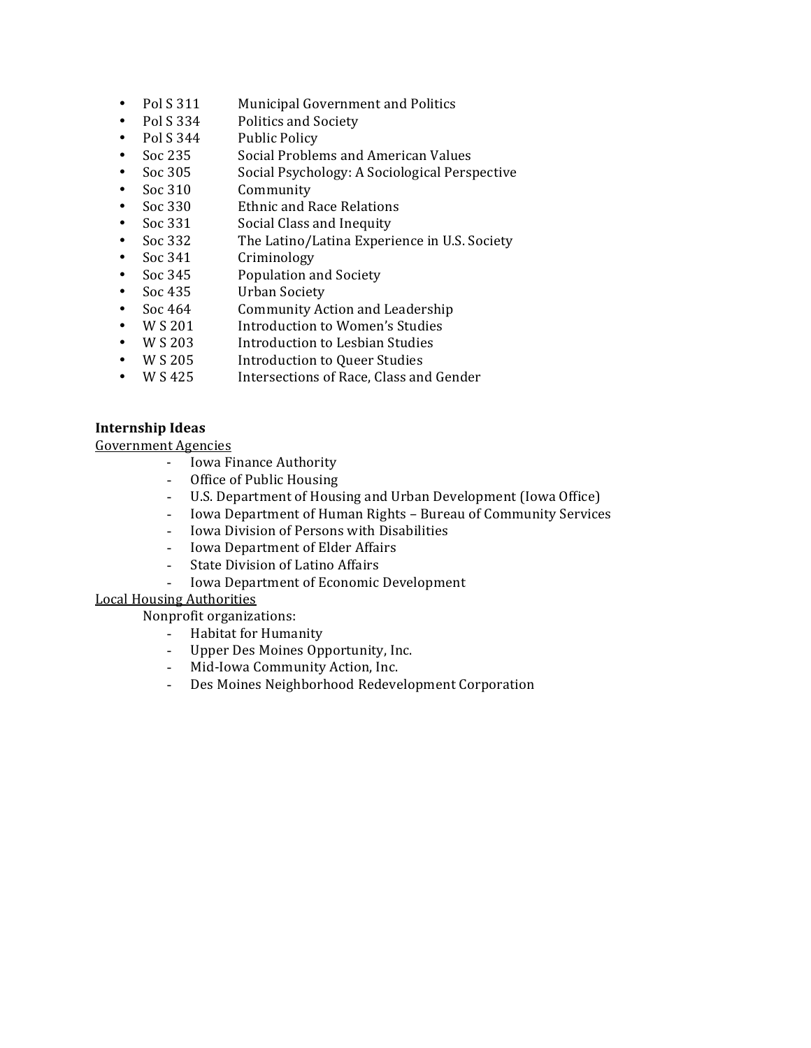- Pol S 311 Municipal Government and Politics
- Pol S 334 Politics and Society
- Pol S 344 Public Policy
- Soc 235 Social Problems and American Values
- Soc 305 Social Psychology: A Sociological Perspective
- Soc 310 Community
- Soc 330 Ethnic and Race Relations
- Soc 331 Social Class and Inequity
- Soc 332 The Latino/Latina Experience in U.S. Society
- Soc 341 Criminology
- Soc 345 Population and Society
- Soc 435 Urban Society
- Soc 464 Community Action and Leadership
- W S 201 Introduction to Women's Studies
- W S 203 Introduction to Lesbian Studies
- W S 205 Introduction to Queer Studies
- W S 425 Intersections of Race, Class and Gender

**Internship Ideas**

<u>Government Agencies</u>

- Iowa Finance Authority
- Office of Public Housing
- U.S. Department of Housing and Urban Development (Iowa Office)
- Iowa Department of Human Rights – Bureau of Community Services
- Iowa Division of Persons with Disabilities
- Iowa Department of Elder Affairs
- State Division of Latino Affairs
- Iowa Department of Economic Development

<u>Local Housing Authorities</u>

Nonprofit organizations:

- Habitat for Humanity
- Upper Des Moines Opportunity, Inc.
- Mid-Iowa Community Action, Inc.
- Des Moines Neighborhood Redevelopment Corporation